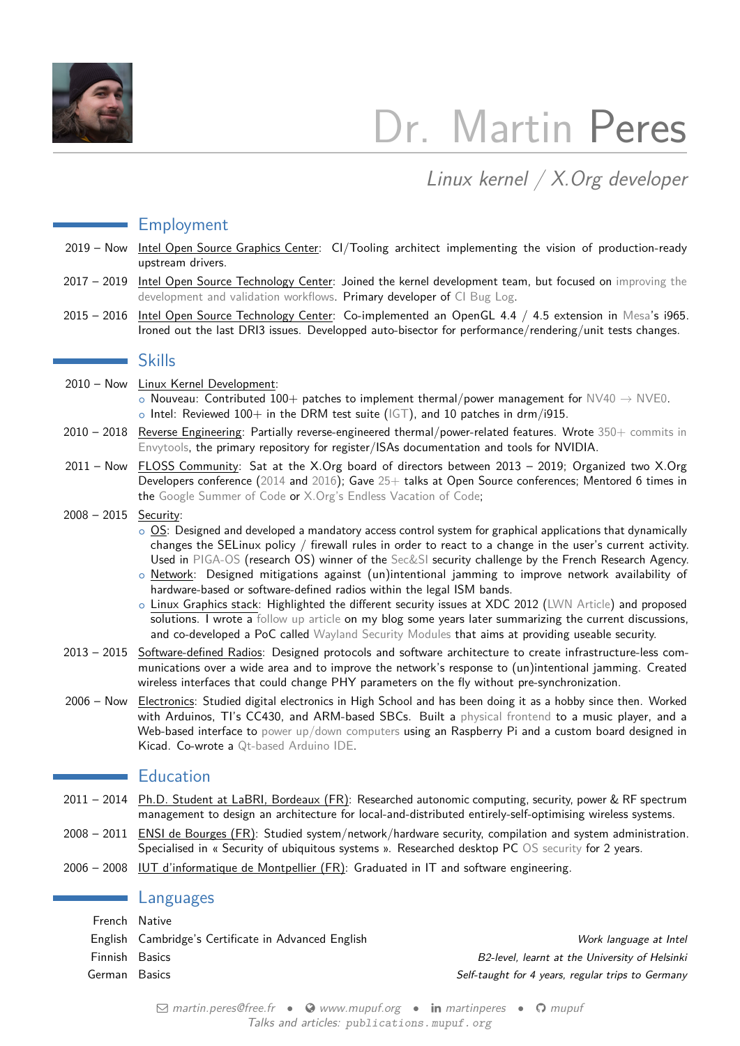# Dr. Martin Peres

*Linux kernel / X.Org developer*

## Employment

2019 – Now **Intel Open Source Graphics Center**: CI/Tooling architect implementing the vision of production-ready upstream drivers.

2017 – 2019 **Intel Open Source Technology Center**: Joined the kernel development team, but focused on improving the development and validation workflows. Primary developer of CI Bug Log.

2015 – 2016 **Intel Open Source Technology Center**: Co-implemented an OpenGL 4.4 / 4.5 extension in Mesa's i965. Ironed out the last DRI3 issues. Developped auto-bisector for performance/rendering/unit tests changes.

## Skills

2010 – Now **Linux Kernel Development**:
- Nouveau: Contributed 100+ patches to implement thermal/power management for NV40 → NVE0.
- Intel: Reviewed 100+ in the DRM test suite (IGT), and 10 patches in drm/i915.

2010 – 2018 **Reverse Engineering**: Partially reverse-engineered thermal/power-related features. Wrote 350+ commits in Envytools, the primary repository for register/ISAs documentation and tools for NVIDIA.

2011 – Now **FLOSS Community**: Sat at the X.Org board of directors between 2013 – 2019; Organized two X.Org Developers conference (2014 and 2016); Gave 25+ talks at Open Source conferences; Mentored 6 times in the Google Summer of Code or X.Org's Endless Vacation of Code;

2008 – 2015 **Security**:
- OS: Designed and developed a mandatory access control system for graphical applications that dynamically changes the SELinux policy / firewall rules in order to react to a change in the user's current activity. Used in PIGA-OS (research OS) winner of the Sec&SI security challenge by the French Research Agency.
- Network: Designed mitigations against (un)intentional jamming to improve network availability of hardware-based or software-defined radios within the legal ISM bands.
- Linux Graphics stack: Highlighted the different security issues at XDC 2012 (LWN Article) and proposed solutions. I wrote a follow up article on my blog some years later summarizing the current discussions, and co-developed a PoC called Wayland Security Modules that aims at providing useable security.

2013 – 2015 **Software-defined Radios**: Designed protocols and software architecture to create infrastructure-less communications over a wide area and to improve the network's response to (un)intentional jamming. Created wireless interfaces that could change PHY parameters on the fly without pre-synchronization.

2006 – Now **Electronics**: Studied digital electronics in High School and has been doing it as a hobby since then. Worked with Arduinos, TI's CC430, and ARM-based SBCs. Built a physical frontend to a music player, and a Web-based interface to power up/down computers using an Raspberry Pi and a custom board designed in Kicad. Co-wrote a Qt-based Arduino IDE.

## Education

2011 – 2014 **Ph.D. Student at LaBRI, Bordeaux (FR)**: Researched autonomic computing, security, power & RF spectrum management to design an architecture for local-and-distributed entirely-self-optimising wireless systems.

2008 – 2011 **ENSI de Bourges (FR)**: Studied system/network/hardware security, compilation and system administration. Specialised in « Security of ubiquitous systems ». Researched desktop PC OS security for 2 years.

2006 – 2008 **IUT d'informatique de Montpellier (FR)**: Graduated in IT and software engineering.

## Languages

| Language | Level | Note |
|---|---|---|
| French | Native | |
| English | Cambridge's Certificate in Advanced English | *Work language at Intel* |
| Finnish | Basics | *B2-level, learnt at the University of Helsinki* |
| German | Basics | *Self-taught for 4 years, regular trips to Germany* |

*martin.peres@free.fr • www.mupuf.org • martinperes • mupuf*
*Talks and articles: publications.mupuf.org*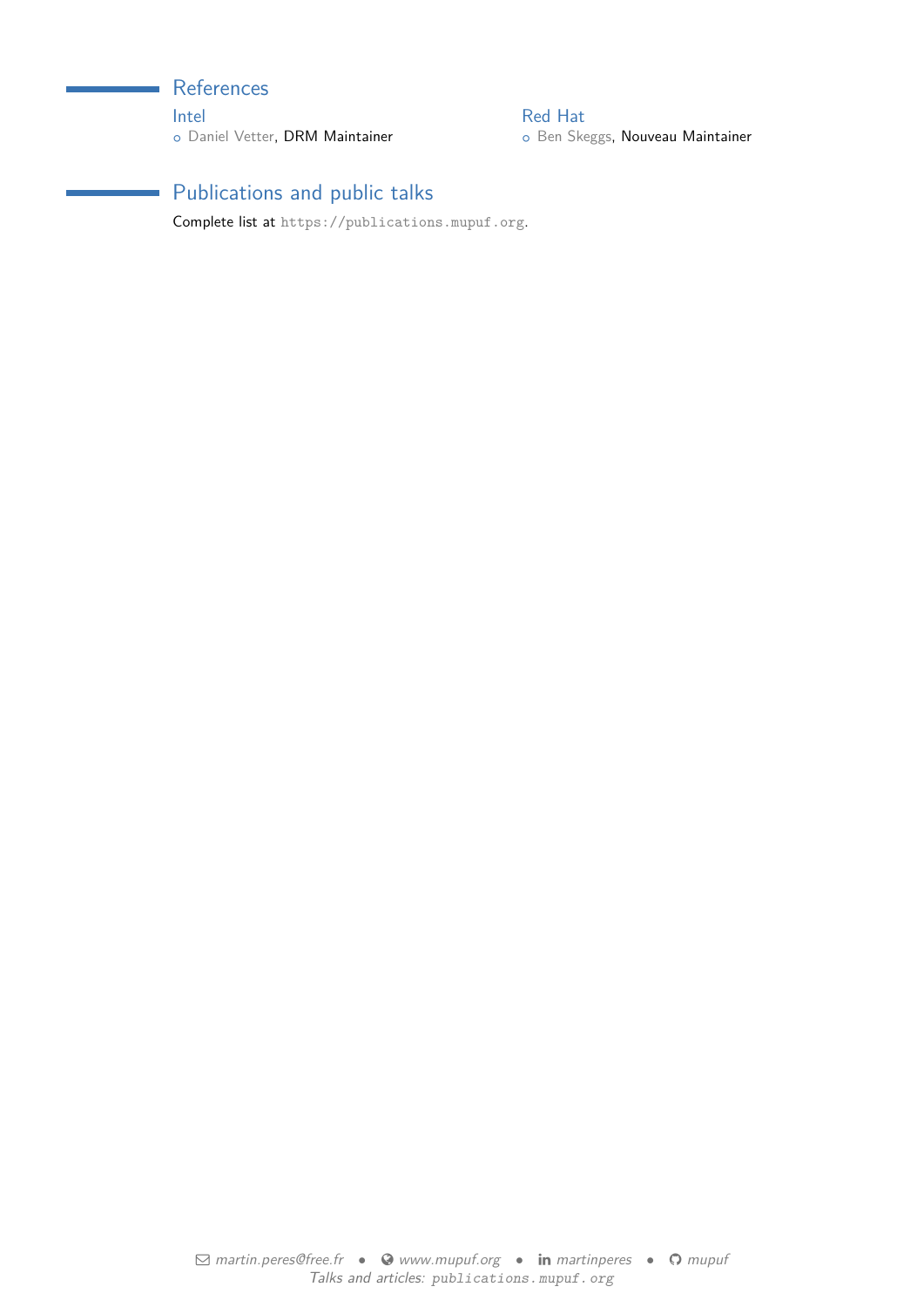## References

### Intel

- Daniel Vetter, DRM Maintainer

### Red Hat

- Ben Skeggs, Nouveau Maintainer

## Publications and public talks

Complete list at `https://publications.mupuf.org`.

*martin.peres@free.fr* • *www.mupuf.org* • *martinperes* • *mupuf*
*Talks and articles:* `publications.mupuf.org`